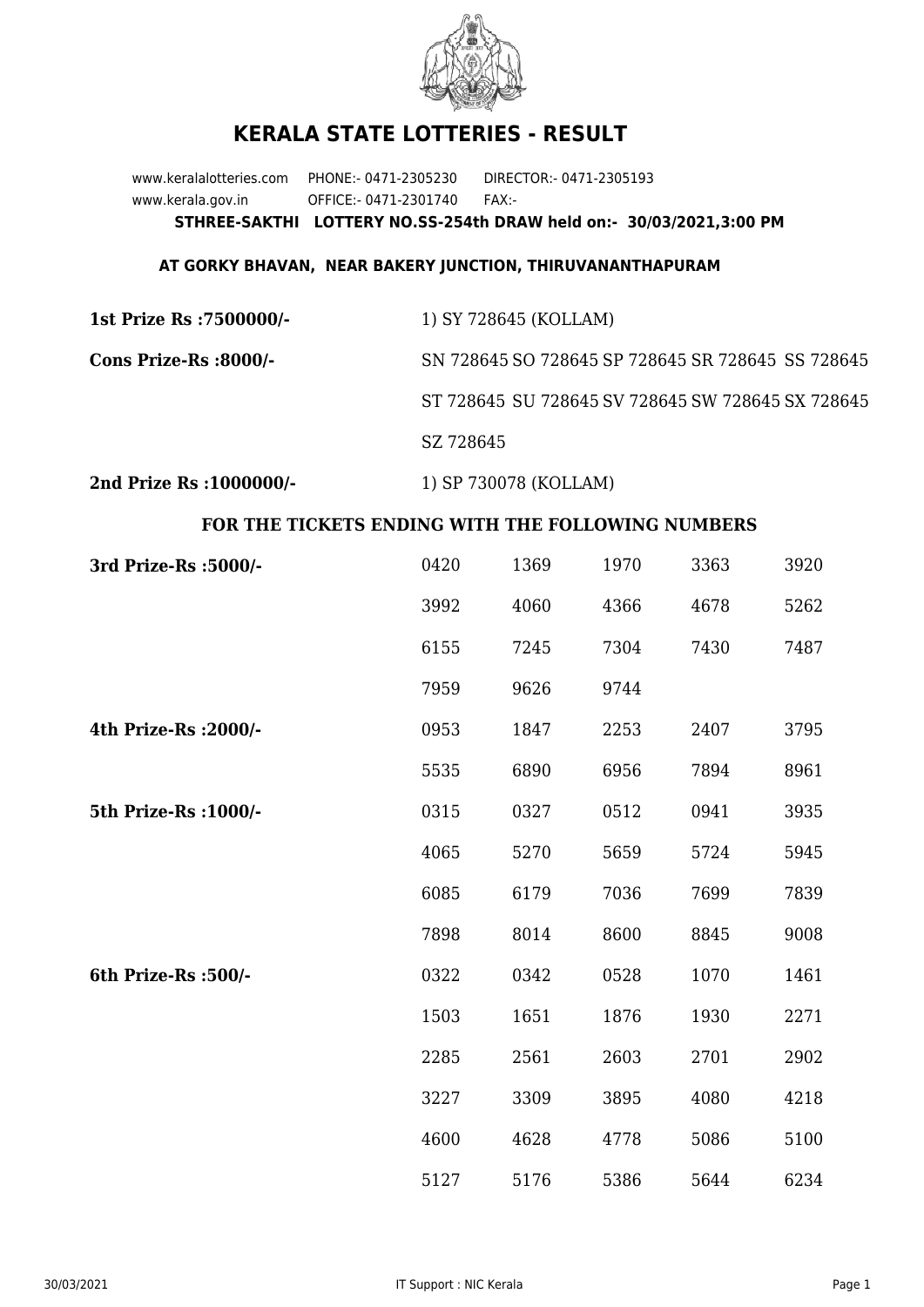# KERALA STATE LOTTERIES - RESULT

www.keralalotteries.com PHONE:- 0471-2305230 DIRECTOR:- 0471-2305193
www.kerala.gov.in OFFICE:- 0471-2301740 FAX:-

**STHREE-SAKTHI LOTTERY NO.SS-254th DRAW held on:- 30/03/2021,3:00 PM**

**AT GORKY BHAVAN, NEAR BAKERY JUNCTION, THIRUVANANTHAPURAM**

**1st Prize Rs :7500000/-** 1) SY 728645 (KOLLAM)

**Cons Prize-Rs :8000/-** SN 728645 SO 728645 SP 728645 SR 728645 SS 728645 ST 728645 SU 728645 SV 728645 SW 728645 SX 728645 SZ 728645

**2nd Prize Rs :1000000/-** 1) SP 730078 (KOLLAM)

**FOR THE TICKETS ENDING WITH THE FOLLOWING NUMBERS**

**3rd Prize-Rs :5000/-**

| | | | | |
|---|---|---|---|---|
| 0420 | 1369 | 1970 | 3363 | 3920 |
| 3992 | 4060 | 4366 | 4678 | 5262 |
| 6155 | 7245 | 7304 | 7430 | 7487 |
| 7959 | 9626 | 9744 | | |

**4th Prize-Rs :2000/-**

| | | | | |
|---|---|---|---|---|
| 0953 | 1847 | 2253 | 2407 | 3795 |
| 5535 | 6890 | 6956 | 7894 | 8961 |

**5th Prize-Rs :1000/-**

| | | | | |
|---|---|---|---|---|
| 0315 | 0327 | 0512 | 0941 | 3935 |
| 4065 | 5270 | 5659 | 5724 | 5945 |
| 6085 | 6179 | 7036 | 7699 | 7839 |
| 7898 | 8014 | 8600 | 8845 | 9008 |

**6th Prize-Rs :500/-**

| | | | | |
|---|---|---|---|---|
| 0322 | 0342 | 0528 | 1070 | 1461 |
| 1503 | 1651 | 1876 | 1930 | 2271 |
| 2285 | 2561 | 2603 | 2701 | 2902 |
| 3227 | 3309 | 3895 | 4080 | 4218 |
| 4600 | 4628 | 4778 | 5086 | 5100 |
| 5127 | 5176 | 5386 | 5644 | 6234 |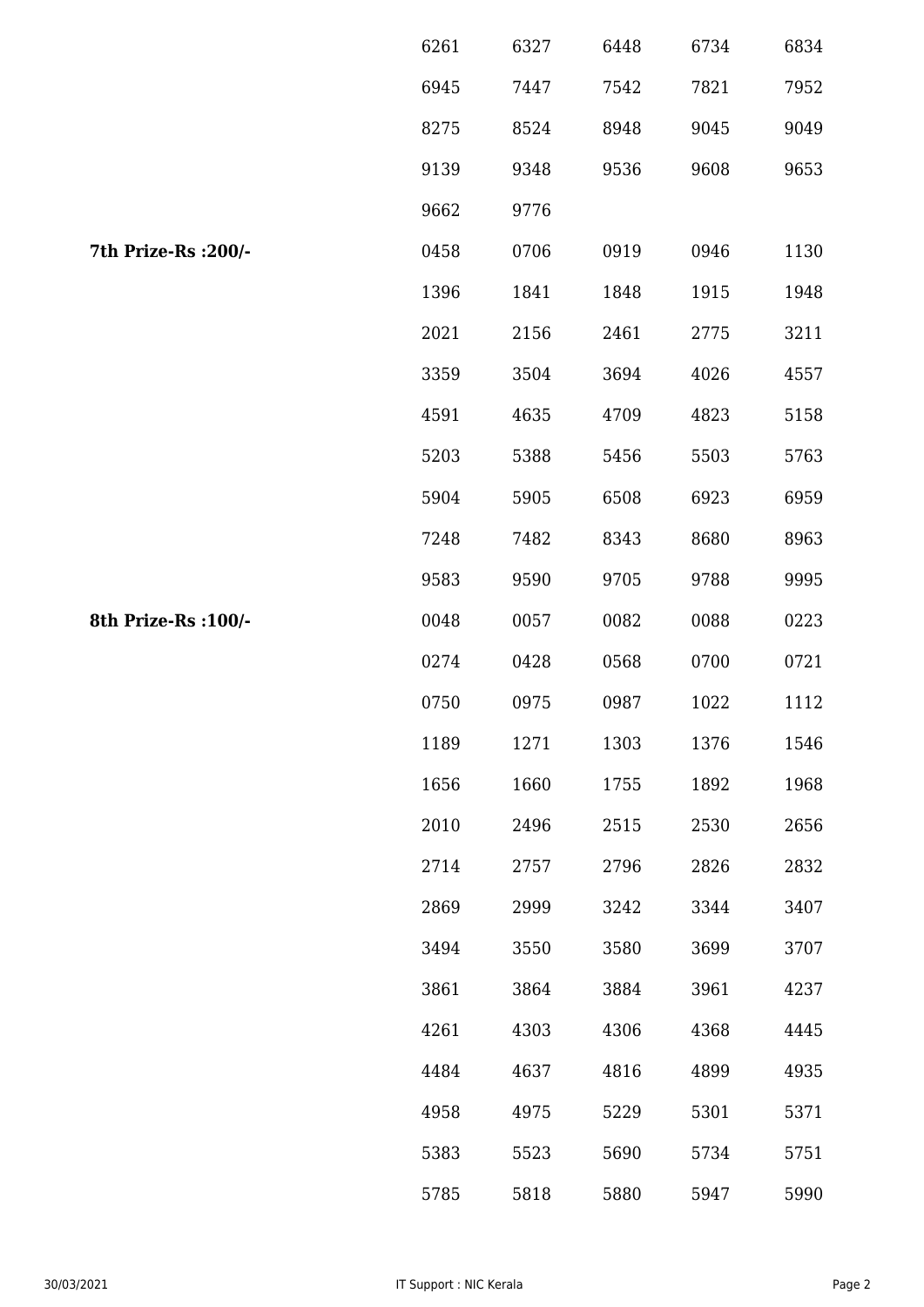| | | | | | |
|---|---|---|---|---|---|
| | 6261 | 6327 | 6448 | 6734 | 6834 |
| | 6945 | 7447 | 7542 | 7821 | 7952 |
| | 8275 | 8524 | 8948 | 9045 | 9049 |
| | 9139 | 9348 | 9536 | 9608 | 9653 |
| | 9662 | 9776 | | | |
| **7th Prize-Rs :200/-** | 0458 | 0706 | 0919 | 0946 | 1130 |
| | 1396 | 1841 | 1848 | 1915 | 1948 |
| | 2021 | 2156 | 2461 | 2775 | 3211 |
| | 3359 | 3504 | 3694 | 4026 | 4557 |
| | 4591 | 4635 | 4709 | 4823 | 5158 |
| | 5203 | 5388 | 5456 | 5503 | 5763 |
| | 5904 | 5905 | 6508 | 6923 | 6959 |
| | 7248 | 7482 | 8343 | 8680 | 8963 |
| | 9583 | 9590 | 9705 | 9788 | 9995 |
| **8th Prize-Rs :100/-** | 0048 | 0057 | 0082 | 0088 | 0223 |
| | 0274 | 0428 | 0568 | 0700 | 0721 |
| | 0750 | 0975 | 0987 | 1022 | 1112 |
| | 1189 | 1271 | 1303 | 1376 | 1546 |
| | 1656 | 1660 | 1755 | 1892 | 1968 |
| | 2010 | 2496 | 2515 | 2530 | 2656 |
| | 2714 | 2757 | 2796 | 2826 | 2832 |
| | 2869 | 2999 | 3242 | 3344 | 3407 |
| | 3494 | 3550 | 3580 | 3699 | 3707 |
| | 3861 | 3864 | 3884 | 3961 | 4237 |
| | 4261 | 4303 | 4306 | 4368 | 4445 |
| | 4484 | 4637 | 4816 | 4899 | 4935 |
| | 4958 | 4975 | 5229 | 5301 | 5371 |
| | 5383 | 5523 | 5690 | 5734 | 5751 |
| | 5785 | 5818 | 5880 | 5947 | 5990 |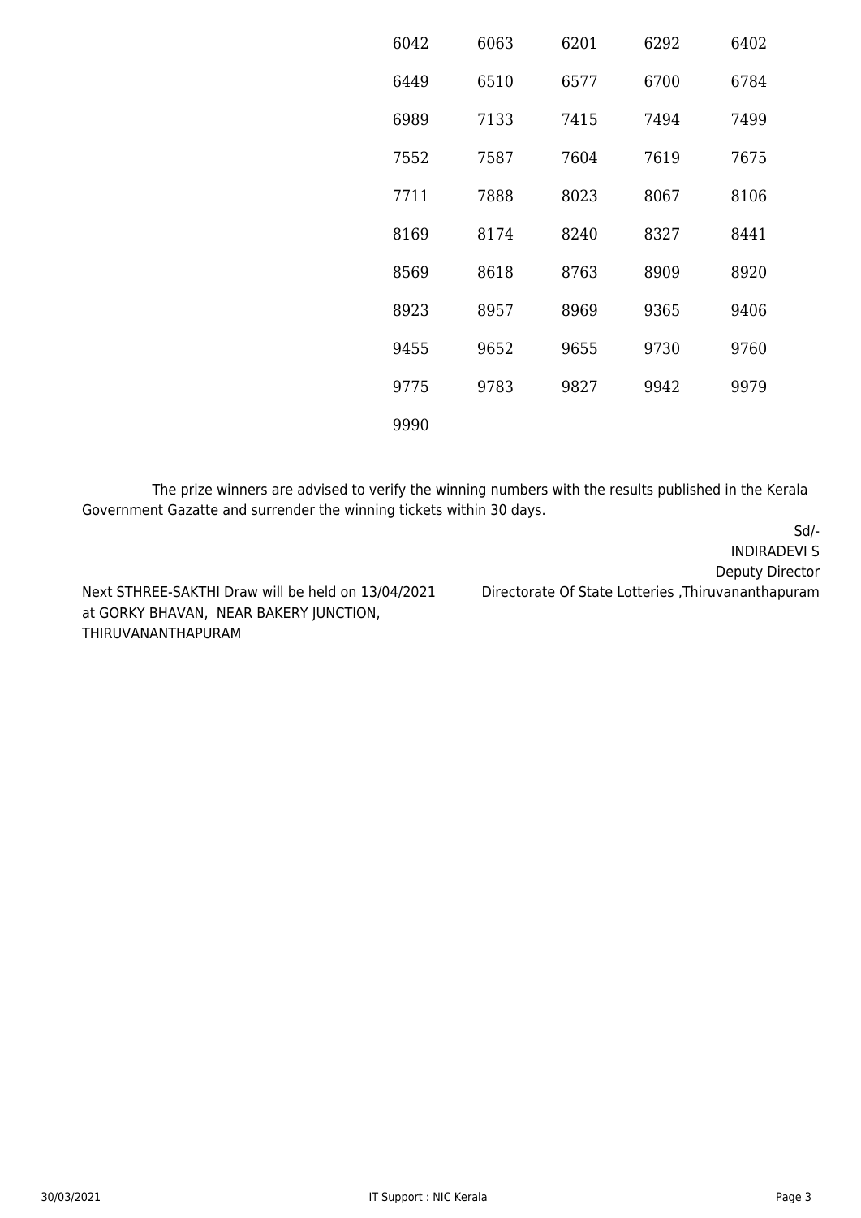| | | | | |
|---|---|---|---|---|
| 6042 | 6063 | 6201 | 6292 | 6402 |
| 6449 | 6510 | 6577 | 6700 | 6784 |
| 6989 | 7133 | 7415 | 7494 | 7499 |
| 7552 | 7587 | 7604 | 7619 | 7675 |
| 7711 | 7888 | 8023 | 8067 | 8106 |
| 8169 | 8174 | 8240 | 8327 | 8441 |
| 8569 | 8618 | 8763 | 8909 | 8920 |
| 8923 | 8957 | 8969 | 9365 | 9406 |
| 9455 | 9652 | 9655 | 9730 | 9760 |
| 9775 | 9783 | 9827 | 9942 | 9979 |
| 9990 | | | | |

The prize winners are advised to verify the winning numbers with the results published in the Kerala Government Gazatte and surrender the winning tickets within 30 days.

Sd/-
INDIRADEVI S
Deputy Director
Directorate Of State Lotteries ,Thiruvananthapuram

Next STHREE-SAKTHI Draw will be held on 13/04/2021 at GORKY BHAVAN, NEAR BAKERY JUNCTION, THIRUVANANTHAPURAM